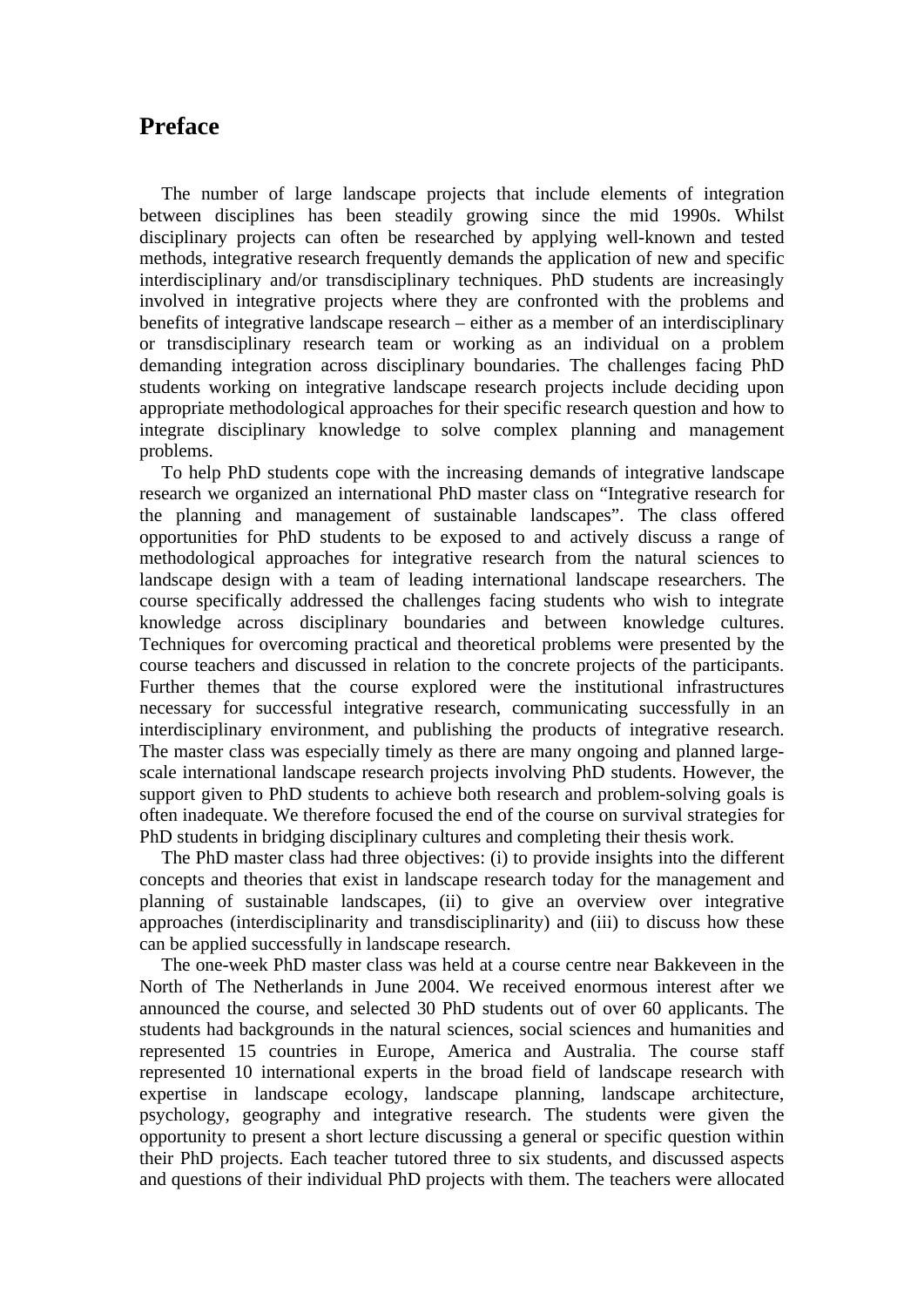# Preface

The number of large landscape projects that include elements of integration between disciplines has been steadily growing since the mid 1990s. Whilst disciplinary projects can often be researched by applying well-known and tested methods, integrative research frequently demands the application of new and specific interdisciplinary and/or transdisciplinary techniques. PhD students are increasingly involved in integrative projects where they are confronted with the problems and benefits of integrative landscape research – either as a member of an interdisciplinary or transdisciplinary research team or working as an individual on a problem demanding integration across disciplinary boundaries. The challenges facing PhD students working on integrative landscape research projects include deciding upon appropriate methodological approaches for their specific research question and how to integrate disciplinary knowledge to solve complex planning and management problems.

To help PhD students cope with the increasing demands of integrative landscape research we organized an international PhD master class on "Integrative research for the planning and management of sustainable landscapes". The class offered opportunities for PhD students to be exposed to and actively discuss a range of methodological approaches for integrative research from the natural sciences to landscape design with a team of leading international landscape researchers. The course specifically addressed the challenges facing students who wish to integrate knowledge across disciplinary boundaries and between knowledge cultures. Techniques for overcoming practical and theoretical problems were presented by the course teachers and discussed in relation to the concrete projects of the participants. Further themes that the course explored were the institutional infrastructures necessary for successful integrative research, communicating successfully in an interdisciplinary environment, and publishing the products of integrative research. The master class was especially timely as there are many ongoing and planned large-scale international landscape research projects involving PhD students. However, the support given to PhD students to achieve both research and problem-solving goals is often inadequate. We therefore focused the end of the course on survival strategies for PhD students in bridging disciplinary cultures and completing their thesis work.

The PhD master class had three objectives: (i) to provide insights into the different concepts and theories that exist in landscape research today for the management and planning of sustainable landscapes, (ii) to give an overview over integrative approaches (interdisciplinarity and transdisciplinarity) and (iii) to discuss how these can be applied successfully in landscape research.

The one-week PhD master class was held at a course centre near Bakkeveen in the North of The Netherlands in June 2004. We received enormous interest after we announced the course, and selected 30 PhD students out of over 60 applicants. The students had backgrounds in the natural sciences, social sciences and humanities and represented 15 countries in Europe, America and Australia. The course staff represented 10 international experts in the broad field of landscape research with expertise in landscape ecology, landscape planning, landscape architecture, psychology, geography and integrative research. The students were given the opportunity to present a short lecture discussing a general or specific question within their PhD projects. Each teacher tutored three to six students, and discussed aspects and questions of their individual PhD projects with them. The teachers were allocated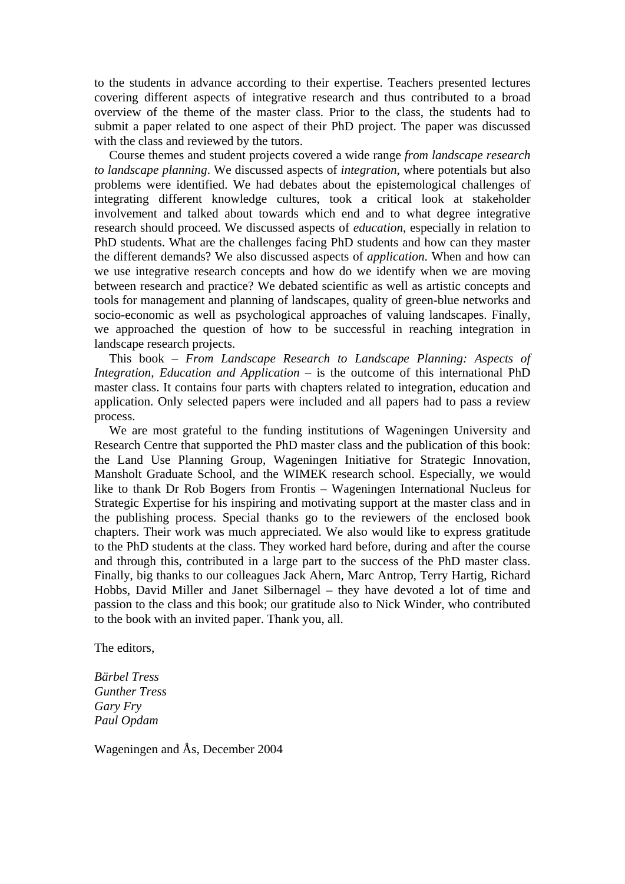to the students in advance according to their expertise. Teachers presented lectures covering different aspects of integrative research and thus contributed to a broad overview of the theme of the master class. Prior to the class, the students had to submit a paper related to one aspect of their PhD project. The paper was discussed with the class and reviewed by the tutors.

Course themes and student projects covered a wide range *from landscape research to landscape planning*. We discussed aspects of *integration*, where potentials but also problems were identified. We had debates about the epistemological challenges of integrating different knowledge cultures, took a critical look at stakeholder involvement and talked about towards which end and to what degree integrative research should proceed. We discussed aspects of *education*, especially in relation to PhD students. What are the challenges facing PhD students and how can they master the different demands? We also discussed aspects of *application*. When and how can we use integrative research concepts and how do we identify when we are moving between research and practice? We debated scientific as well as artistic concepts and tools for management and planning of landscapes, quality of green-blue networks and socio-economic as well as psychological approaches of valuing landscapes. Finally, we approached the question of how to be successful in reaching integration in landscape research projects.

This book – *From Landscape Research to Landscape Planning: Aspects of Integration, Education and Application* – is the outcome of this international PhD master class. It contains four parts with chapters related to integration, education and application. Only selected papers were included and all papers had to pass a review process.

We are most grateful to the funding institutions of Wageningen University and Research Centre that supported the PhD master class and the publication of this book: the Land Use Planning Group, Wageningen Initiative for Strategic Innovation, Mansholt Graduate School, and the WIMEK research school. Especially, we would like to thank Dr Rob Bogers from Frontis – Wageningen International Nucleus for Strategic Expertise for his inspiring and motivating support at the master class and in the publishing process. Special thanks go to the reviewers of the enclosed book chapters. Their work was much appreciated. We also would like to express gratitude to the PhD students at the class. They worked hard before, during and after the course and through this, contributed in a large part to the success of the PhD master class. Finally, big thanks to our colleagues Jack Ahern, Marc Antrop, Terry Hartig, Richard Hobbs, David Miller and Janet Silbernagel – they have devoted a lot of time and passion to the class and this book; our gratitude also to Nick Winder, who contributed to the book with an invited paper. Thank you, all.

The editors,

*Bärbel Tress*
*Gunther Tress*
*Gary Fry*
*Paul Opdam*

Wageningen and Ås, December 2004